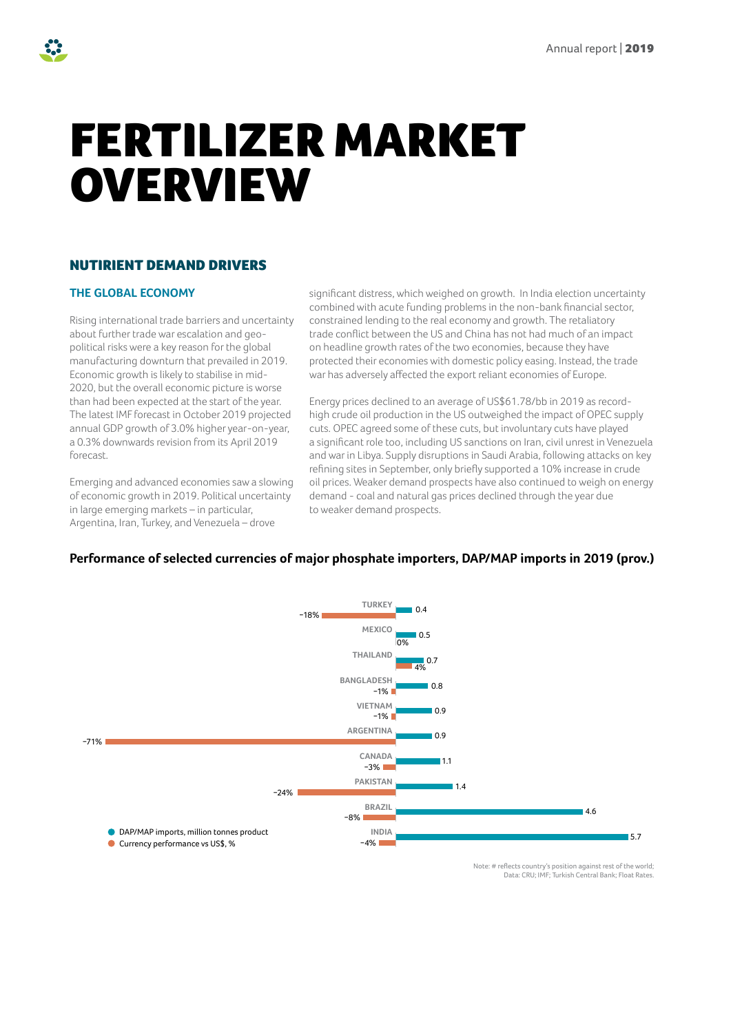# FERTILIZER MARKET OVERVIEW

## NUTIRIENT DEMAND DRIVERS

### THE GLOBAL ECONOMY

Rising international trade barriers and uncertainty about further trade war escalation and geo-political risks were a key reason for the global manufacturing downturn that prevailed in 2019. Economic growth is likely to stabilise in mid-2020, but the overall economic picture is worse than had been expected at the start of the year. The latest IMF forecast in October 2019 projected annual GDP growth of 3.0% higher year-on-year, a 0.3% downwards revision from its April 2019 forecast.

Emerging and advanced economies saw a slowing of economic growth in 2019. Political uncertainty in large emerging markets – in particular, Argentina, Iran, Turkey, and Venezuela – drove significant distress, which weighed on growth. In India election uncertainty combined with acute funding problems in the non-bank financial sector, constrained lending to the real economy and growth. The retaliatory trade conflict between the US and China has not had much of an impact on headline growth rates of the two economies, because they have protected their economies with domestic policy easing. Instead, the trade war has adversely affected the export reliant economies of Europe.

Energy prices declined to an average of US$61.78/bb in 2019 as record-high crude oil production in the US outweighed the impact of OPEC supply cuts. OPEC agreed some of these cuts, but involuntary cuts have played a significant role too, including US sanctions on Iran, civil unrest in Venezuela and war in Libya. Supply disruptions in Saudi Arabia, following attacks on key refining sites in September, only briefly supported a 10% increase in crude oil prices. Weaker demand prospects have also continued to weigh on energy demand - coal and natural gas prices declined through the year due to weaker demand prospects.

**Performance of selected currencies of major phosphate importers, DAP/MAP imports in 2019 (prov.)**

| Country | DAP/MAP imports, million tonnes product | Currency performance vs US$, % |
| --- | --- | --- |
| TURKEY | 0.4 | −18% |
| MEXICO | 0.5 | 0% |
| THAILAND | 0.7 | 4% |
| BANGLADESH | 0.8 | −1% |
| VIETNAM | 0.9 | −1% |
| ARGENTINA | 0.9 | −71% |
| CANADA | 1.1 | −3% |
| PAKISTAN | 1.4 | −24% |
| BRAZIL | 4.6 | −8% |
| INDIA | 5.7 | −4% |

Note: # reflects country's position against rest of the world;
Data: CRU; IMF; Turkish Central Bank; Float Rates.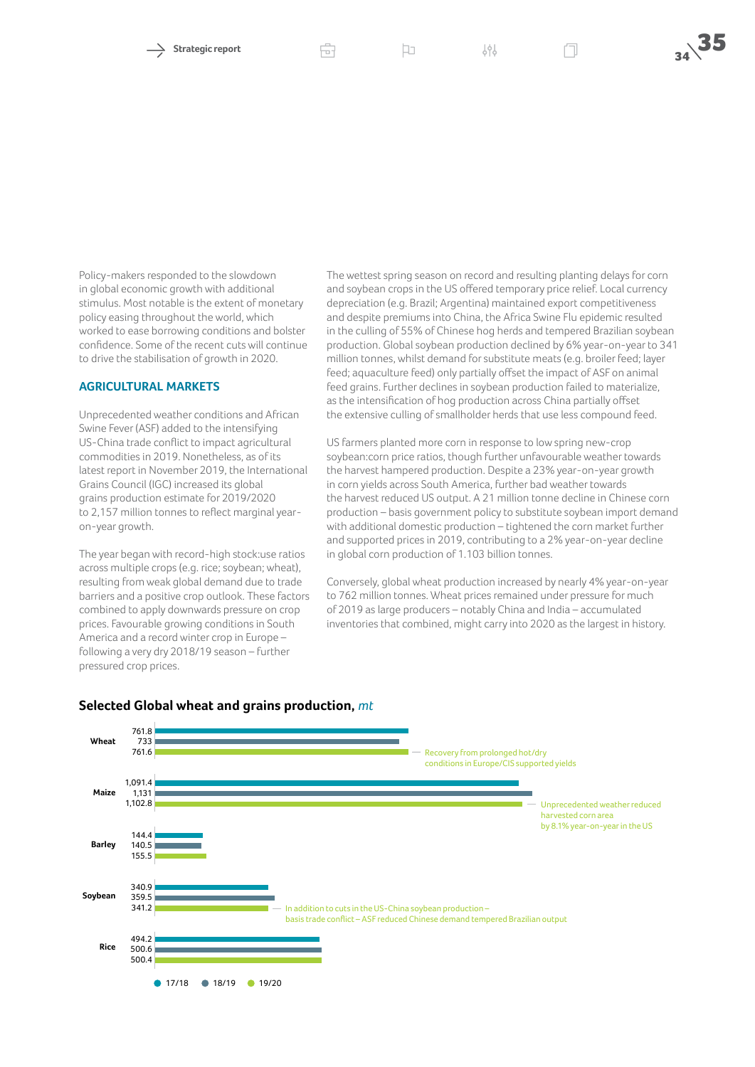Policy-makers responded to the slowdown in global economic growth with additional stimulus. Most notable is the extent of monetary policy easing throughout the world, which worked to ease borrowing conditions and bolster confidence. Some of the recent cuts will continue to drive the stabilisation of growth in 2020.

## AGRICULTURAL MARKETS

Unprecedented weather conditions and African Swine Fever (ASF) added to the intensifying US-China trade conflict to impact agricultural commodities in 2019. Nonetheless, as of its latest report in November 2019, the International Grains Council (IGC) increased its global grains production estimate for 2019/2020 to 2,157 million tonnes to reflect marginal year-on-year growth.

The year began with record-high stock:use ratios across multiple crops (e.g. rice; soybean; wheat), resulting from weak global demand due to trade barriers and a positive crop outlook. These factors combined to apply downwards pressure on crop prices. Favourable growing conditions in South America and a record winter crop in Europe – following a very dry 2018/19 season – further pressured crop prices.

The wettest spring season on record and resulting planting delays for corn and soybean crops in the US offered temporary price relief. Local currency depreciation (e.g. Brazil; Argentina) maintained export competitiveness and despite premiums into China, the Africa Swine Flu epidemic resulted in the culling of 55% of Chinese hog herds and tempered Brazilian soybean production. Global soybean production declined by 6% year-on-year to 341 million tonnes, whilst demand for substitute meats (e.g. broiler feed; layer feed; aquaculture feed) only partially offset the impact of ASF on animal feed grains. Further declines in soybean production failed to materialize, as the intensification of hog production across China partially offset the extensive culling of smallholder herds that use less compound feed.

US farmers planted more corn in response to low spring new-crop soybean:corn price ratios, though further unfavourable weather towards the harvest hampered production. Despite a 23% year-on-year growth in corn yields across South America, further bad weather towards the harvest reduced US output. A 21 million tonne decline in Chinese corn production – basis government policy to substitute soybean import demand with additional domestic production – tightened the corn market further and supported prices in 2019, contributing to a 2% year-on-year decline in global corn production of 1.103 billion tonnes.

Conversely, global wheat production increased by nearly 4% year-on-year to 762 million tonnes. Wheat prices remained under pressure for much of 2019 as large producers – notably China and India – accumulated inventories that combined, might carry into 2020 as the largest in history.

### Selected Global wheat and grains production, *mt*

| Crop | 17/18 | 18/19 | 19/20 | Note |
|---|---|---|---|---|
| Wheat | 761.8 | 733 | 761.6 | Recovery from prolonged hot/dry conditions in Europe/CIS supported yields |
| Maize | 1,091.4 | 1,131 | 1,102.8 | Unprecedented weather reduced harvested corn area by 8.1% year-on-year in the US |
| Barley | 144.4 | 140.5 | 155.5 | |
| Soybean | 340.9 | 359.5 | 341.2 | In addition to cuts in the US-China soybean production – basis trade conflict – ASF reduced Chinese demand tempered Brazilian output |
| Rice | 494.2 | 500.6 | 500.4 | |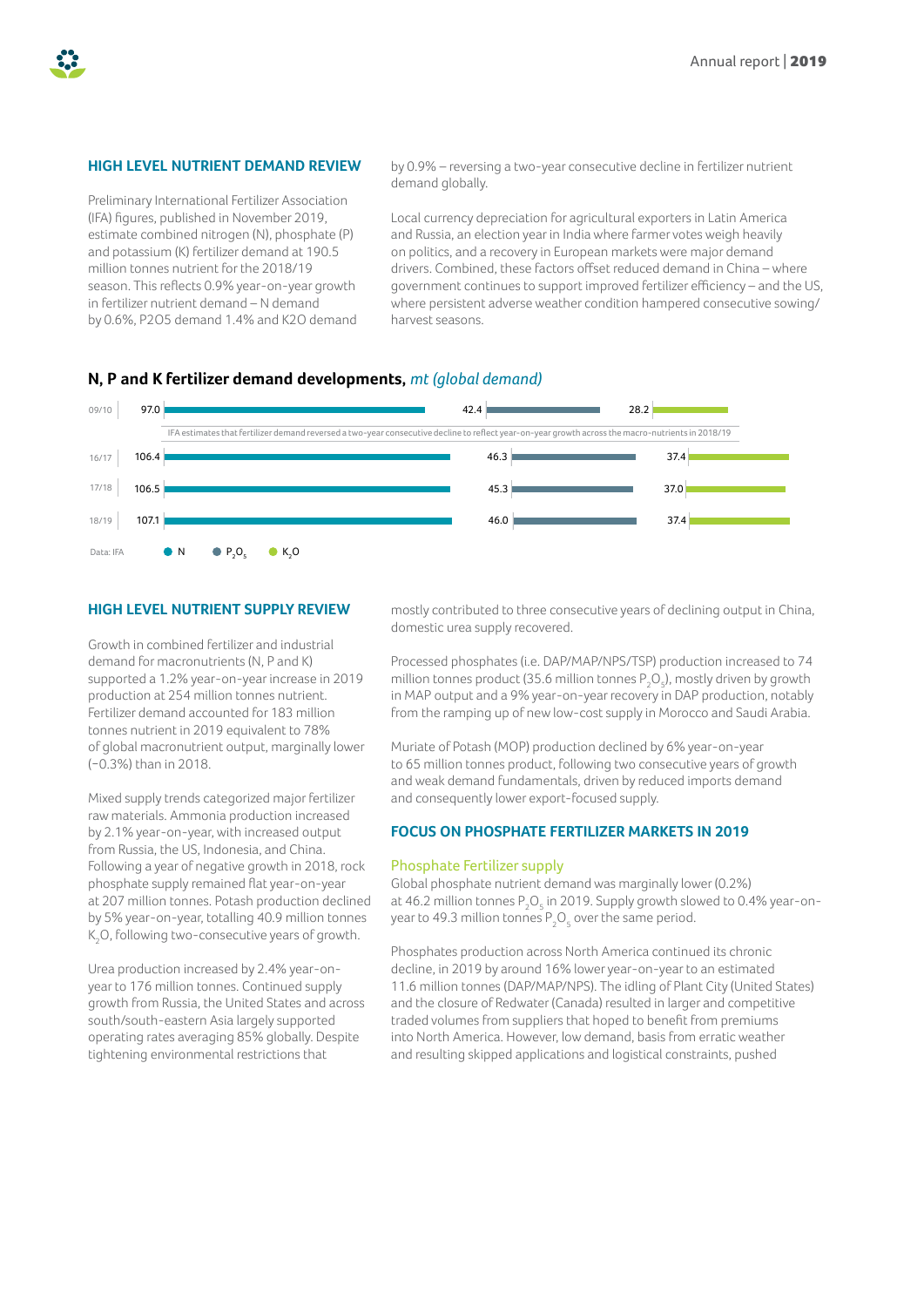## HIGH LEVEL NUTRIENT DEMAND REVIEW

Preliminary International Fertilizer Association (IFA) figures, published in November 2019, estimate combined nitrogen (N), phosphate (P) and potassium (K) fertilizer demand at 190.5 million tonnes nutrient for the 2018/19 season. This reflects 0.9% year-on-year growth in fertilizer nutrient demand – N demand by 0.6%, P2O5 demand 1.4% and K2O demand by 0.9% – reversing a two-year consecutive decline in fertilizer nutrient demand globally.

Local currency depreciation for agricultural exporters in Latin America and Russia, an election year in India where farmer votes weigh heavily on politics, and a recovery in European markets were major demand drivers. Combined, these factors offset reduced demand in China – where government continues to support improved fertilizer efficiency – and the US, where persistent adverse weather condition hampered consecutive sowing/harvest seasons.

### N, P and K fertilizer demand developments, *mt (global demand)*

| Season | N | $P_2O_5$ | $K_2O$ |
|---|---|---|---|
| 09/10 | 97.0 | 42.4 | 28.2 |
| 16/17 | 106.4 | 46.3 | 37.4 |
| 17/18 | 106.5 | 45.3 | 37.0 |
| 18/19 | 107.1 | 46.0 | 37.4 |

IFA estimates that fertilizer demand reversed a two-year consecutive decline to reflect year-on-year growth across the macro-nutrients in 2018/19

Data: IFA

## HIGH LEVEL NUTRIENT SUPPLY REVIEW

Growth in combined fertilizer and industrial demand for macronutrients (N, P and K) supported a 1.2% year-on-year increase in 2019 production at 254 million tonnes nutrient. Fertilizer demand accounted for 183 million tonnes nutrient in 2019 equivalent to 78% of global macronutrient output, marginally lower (−0.3%) than in 2018.

Mixed supply trends categorized major fertilizer raw materials. Ammonia production increased by 2.1% year-on-year, with increased output from Russia, the US, Indonesia, and China. Following a year of negative growth in 2018, rock phosphate supply remained flat year-on-year at 207 million tonnes. Potash production declined by 5% year-on-year, totalling 40.9 million tonnes $K_2O$, following two-consecutive years of growth.

Urea production increased by 2.4% year-on-year to 176 million tonnes. Continued supply growth from Russia, the United States and across south/south-eastern Asia largely supported operating rates averaging 85% globally. Despite tightening environmental restrictions that mostly contributed to three consecutive years of declining output in China, domestic urea supply recovered.

Processed phosphates (i.e. DAP/MAP/NPS/TSP) production increased to 74 million tonnes product (35.6 million tonnes $P_2O_5$), mostly driven by growth in MAP output and a 9% year-on-year recovery in DAP production, notably from the ramping up of new low-cost supply in Morocco and Saudi Arabia.

Muriate of Potash (MOP) production declined by 6% year-on-year to 65 million tonnes product, following two consecutive years of growth and weak demand fundamentals, driven by reduced imports demand and consequently lower export-focused supply.

## FOCUS ON PHOSPHATE FERTILIZER MARKETS IN 2019

### Phosphate Fertilizer supply

Global phosphate nutrient demand was marginally lower (0.2%) at 46.2 million tonnes $P_2O_5$ in 2019. Supply growth slowed to 0.4% year-on-year to 49.3 million tonnes $P_2O_5$ over the same period.

Phosphates production across North America continued its chronic decline, in 2019 by around 16% lower year-on-year to an estimated 11.6 million tonnes (DAP/MAP/NPS). The idling of Plant City (United States) and the closure of Redwater (Canada) resulted in larger and competitive traded volumes from suppliers that hoped to benefit from premiums into North America. However, low demand, basis from erratic weather and resulting skipped applications and logistical constraints, pushed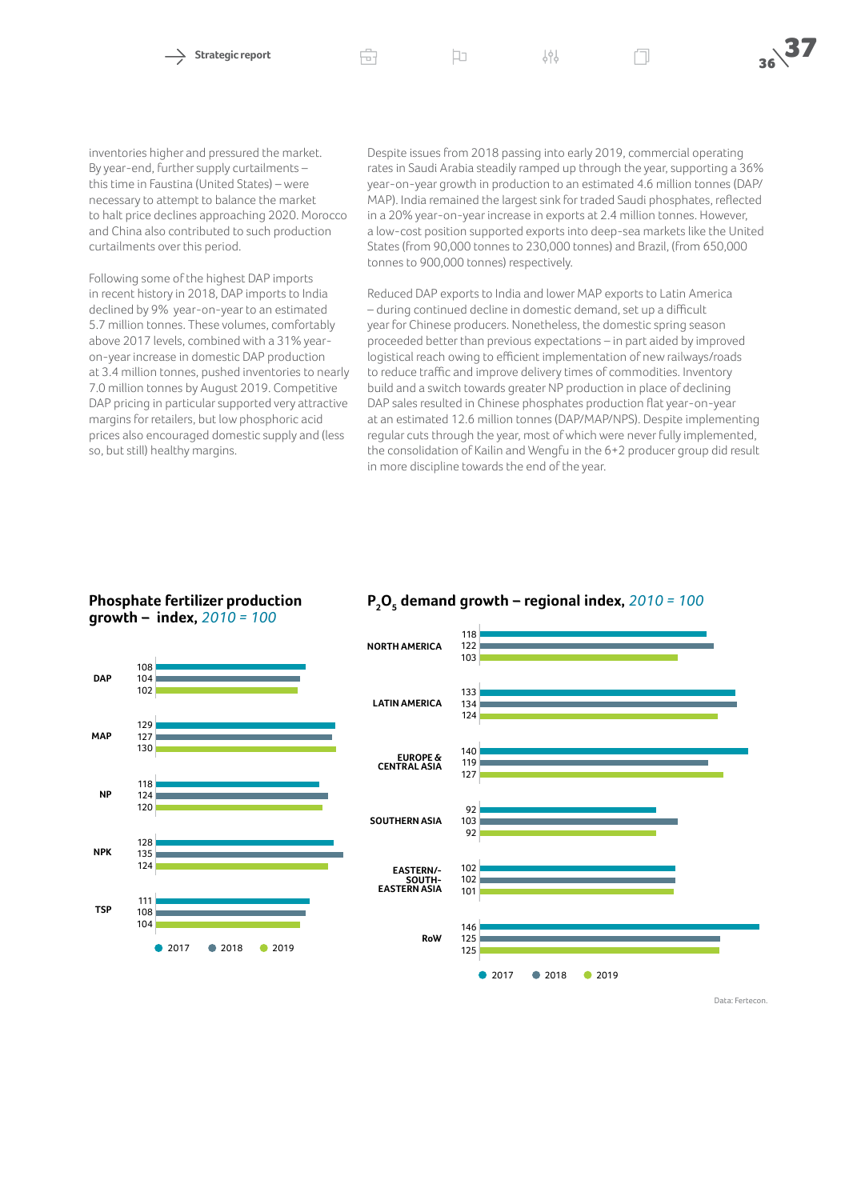inventories higher and pressured the market. By year-end, further supply curtailments – this time in Faustina (United States) – were necessary to attempt to balance the market to halt price declines approaching 2020. Morocco and China also contributed to such production curtailments over this period.

Following some of the highest DAP imports in recent history in 2018, DAP imports to India declined by 9% year-on-year to an estimated 5.7 million tonnes. These volumes, comfortably above 2017 levels, combined with a 31% year-on-year increase in domestic DAP production at 3.4 million tonnes, pushed inventories to nearly 7.0 million tonnes by August 2019. Competitive DAP pricing in particular supported very attractive margins for retailers, but low phosphoric acid prices also encouraged domestic supply and (less so, but still) healthy margins.

Despite issues from 2018 passing into early 2019, commercial operating rates in Saudi Arabia steadily ramped up through the year, supporting a 36% year-on-year growth in production to an estimated 4.6 million tonnes (DAP/MAP). India remained the largest sink for traded Saudi phosphates, reflected in a 20% year-on-year increase in exports at 2.4 million tonnes. However, a low-cost position supported exports into deep-sea markets like the United States (from 90,000 tonnes to 230,000 tonnes) and Brazil, (from 650,000 tonnes to 900,000 tonnes) respectively.

Reduced DAP exports to India and lower MAP exports to Latin America – during continued decline in domestic demand, set up a difficult year for Chinese producers. Nonetheless, the domestic spring season proceeded better than previous expectations – in part aided by improved logistical reach owing to efficient implementation of new railways/roads to reduce traffic and improve delivery times of commodities. Inventory build and a switch towards greater NP production in place of declining DAP sales resulted in Chinese phosphates production flat year-on-year at an estimated 12.6 million tonnes (DAP/MAP/NPS). Despite implementing regular cuts through the year, most of which were never fully implemented, the consolidation of Kailin and Wengfu in the 6+2 producer group did result in more discipline towards the end of the year.

### Phosphate fertilizer production growth – index, *2010 = 100*

| | 2017 | 2018 | 2019 |
|---|---|---|---|
| DAP | 108 | 104 | 102 |
| MAP | 129 | 127 | 130 |
| NP | 118 | 124 | 120 |
| NPK | 128 | 135 | 124 |
| TSP | 111 | 108 | 104 |

### $P_2O_5$ demand growth – regional index, *2010 = 100*

| | 2017 | 2018 | 2019 |
|---|---|---|---|
| NORTH AMERICA | 118 | 122 | 103 |
| LATIN AMERICA | 133 | 134 | 124 |
| EUROPE & CENTRAL ASIA | 140 | 119 | 127 |
| SOUTHERN ASIA | 92 | 103 | 92 |
| EASTERN/-SOUTH-EASTERN ASIA | 102 | 102 | 101 |
| RoW | 146 | 125 | 125 |

Data: Fertecon.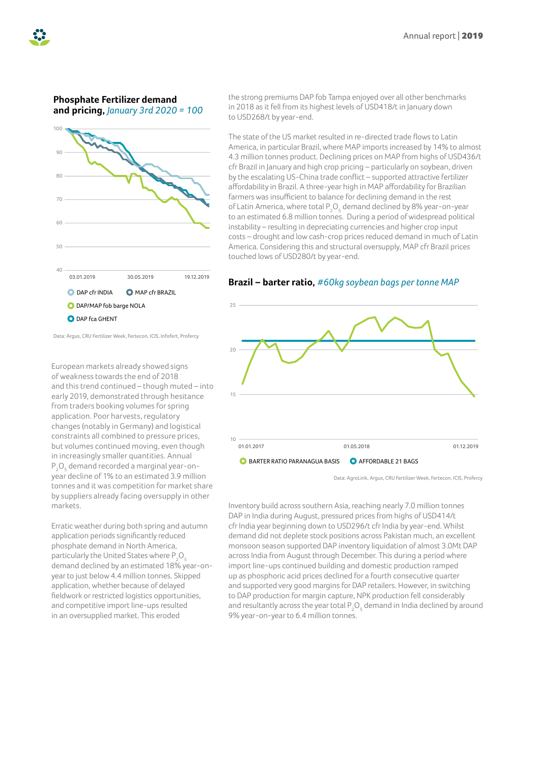## Phosphate Fertilizer demand and pricing, *January 3rd 2020 = 100*

100
90
80
70
60
50
40

03.01.2019 30.05.2019 19.12.2019

DAP cfr INDIA
MAP cfr BRAZIL
DAP/MAP fob barge NOLA
DAP fca GHENT

Data: Argus, CRU Fertilizer Week, Fertecon, ICIS, Infofert, Profercy

European markets already showed signs of weakness towards the end of 2018 and this trend continued – though muted – into early 2019, demonstrated through hesitance from traders booking volumes for spring application. Poor harvests, regulatory changes (notably in Germany) and logistical constraints all combined to pressure prices, but volumes continued moving, even though in increasingly smaller quantities. Annual $P_2O_5$ demand recorded a marginal year-on-year decline of 1% to an estimated 3.9 million tonnes and it was competition for market share by suppliers already facing oversupply in other markets.

Erratic weather during both spring and autumn application periods significantly reduced phosphate demand in North America, particularly the United States where $P_2O_5$ demand declined by an estimated 18% year-on-year to just below 4.4 million tonnes. Skipped application, whether because of delayed fieldwork or restricted logistics opportunities, and competitive import line-ups resulted in an oversupplied market. This eroded the strong premiums DAP fob Tampa enjoyed over all other benchmarks in 2018 as it fell from its highest levels of USD418/t in January down to USD268/t by year-end.

The state of the US market resulted in re-directed trade flows to Latin America, in particular Brazil, where MAP imports increased by 14% to almost 4.3 million tonnes product. Declining prices on MAP from highs of USD436/t cfr Brazil in January and high crop pricing – particularly on soybean, driven by the escalating US-China trade conflict – supported attractive fertilizer affordability in Brazil. A three-year high in MAP affordability for Brazilian farmers was insufficient to balance for declining demand in the rest of Latin America, where total $P_2O_5$ demand declined by 8% year-on-year to an estimated 6.8 million tonnes. During a period of widespread political instability – resulting in depreciating currencies and higher crop input costs – drought and low cash-crop prices reduced demand in much of Latin America. Considering this and structural oversupply, MAP cfr Brazil prices touched lows of USD280/t by year-end.

## Brazil – barter ratio, *#60kg soybean bags per tonne MAP*

25
20
15
10

01.01.2017 01.05.2018 01.12.2019

BARTER RATIO PARANAGUA BASIS
AFFORDABLE 21 BAGS

Data: AgroLink, Argus, CRU Fertilizer Week, Fertecon, ICIS, Profercy

Inventory build across southern Asia, reaching nearly 7.0 million tonnes DAP in India during August, pressured prices from highs of USD414/t cfr India year beginning down to USD296/t cfr India by year-end. Whilst demand did not deplete stock positions across Pakistan much, an excellent monsoon season supported DAP inventory liquidation of almost 3.0Mt DAP across India from August through December. This during a period where import line-ups continued building and domestic production ramped up as phosphoric acid prices declined for a fourth consecutive quarter and supported very good margins for DAP retailers. However, in switching to DAP production for margin capture, NPK production fell considerably and resultantly across the year total $P_2O_5$ demand in India declined by around 9% year-on-year to 6.4 million tonnes.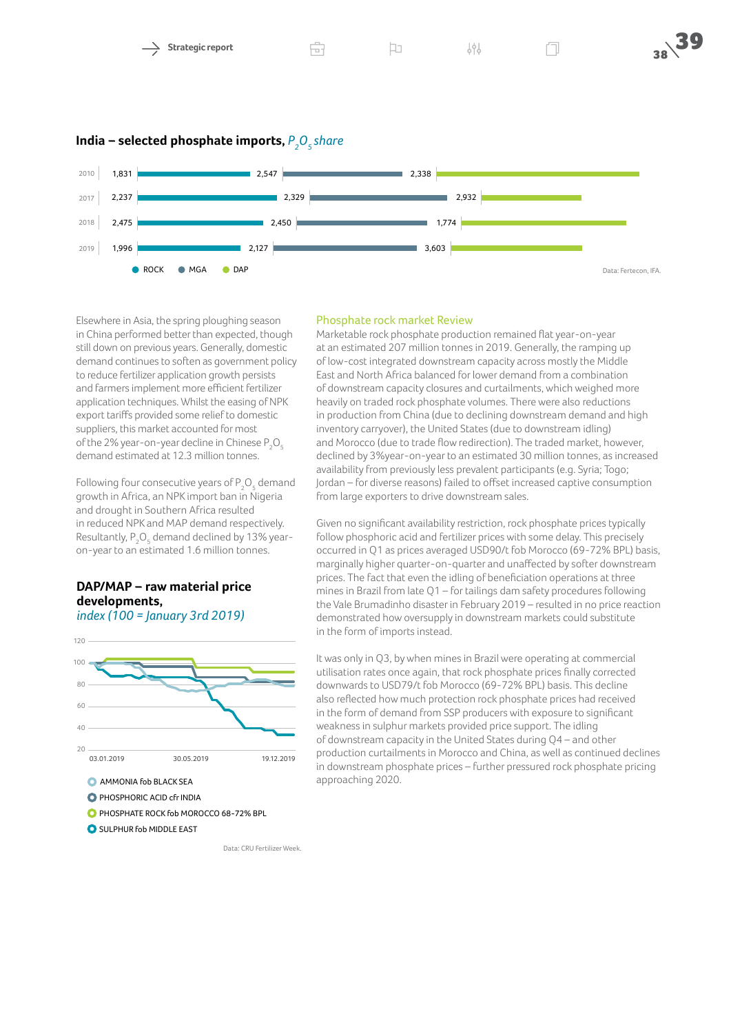## India – selected phosphate imports, *$P_2O_5$ share*

| Year | ROCK | MGA | DAP |
|---|---|---|---|
| 2010 | 1,831 | 2,547 | 2,338 |
| 2017 | 2,237 | 2,329 | 2,932 |
| 2018 | 2,475 | 2,450 | 1,774 |
| 2019 | 1,996 | 2,127 | 3,603 |

Data: Fertecon, IFA.

Elsewhere in Asia, the spring ploughing season in China performed better than expected, though still down on previous years. Generally, domestic demand continues to soften as government policy to reduce fertilizer application growth persists and farmers implement more efficient fertilizer application techniques. Whilst the easing of NPK export tariffs provided some relief to domestic suppliers, this market accounted for most of the 2% year-on-year decline in Chinese $P_2O_5$ demand estimated at 12.3 million tonnes.

Following four consecutive years of $P_2O_5$ demand growth in Africa, an NPK import ban in Nigeria and drought in Southern Africa resulted in reduced NPK and MAP demand respectively. Resultantly, $P_2O_5$ demand declined by 13% year-on-year to an estimated 1.6 million tonnes.

## DAP/MAP – raw material price developments, *index (100 = January 3rd 2019)*

- AMMONIA fob BLACK SEA
- PHOSPHORIC ACID cfr INDIA
- PHOSPHATE ROCK fob MOROCCO 68-72% BPL
- SULPHUR fob MIDDLE EAST

Data: CRU Fertilizer Week.

### Phosphate rock market Review

Marketable rock phosphate production remained flat year-on-year at an estimated 207 million tonnes in 2019. Generally, the ramping up of low-cost integrated downstream capacity across mostly the Middle East and North Africa balanced for lower demand from a combination of downstream capacity closures and curtailments, which weighed more heavily on traded rock phosphate volumes. There were also reductions in production from China (due to declining downstream demand and high inventory carryover), the United States (due to downstream idling) and Morocco (due to trade flow redirection). The traded market, however, declined by 3%year-on-year to an estimated 30 million tonnes, as increased availability from previously less prevalent participants (e.g. Syria; Togo; Jordan – for diverse reasons) failed to offset increased captive consumption from large exporters to drive downstream sales.

Given no significant availability restriction, rock phosphate prices typically follow phosphoric acid and fertilizer prices with some delay. This precisely occurred in Q1 as prices averaged USD90/t fob Morocco (69-72% BPL) basis, marginally higher quarter-on-quarter and unaffected by softer downstream prices. The fact that even the idling of beneficiation operations at three mines in Brazil from late Q1 – for tailings dam safety procedures following the Vale Brumadinho disaster in February 2019 – resulted in no price reaction demonstrated how oversupply in downstream markets could substitute in the form of imports instead.

It was only in Q3, by when mines in Brazil were operating at commercial utilisation rates once again, that rock phosphate prices finally corrected downwards to USD79/t fob Morocco (69-72% BPL) basis. This decline also reflected how much protection rock phosphate prices had received in the form of demand from SSP producers with exposure to significant weakness in sulphur markets provided price support. The idling of downstream capacity in the United States during Q4 – and other production curtailments in Morocco and China, as well as continued declines in downstream phosphate prices – further pressured rock phosphate pricing approaching 2020.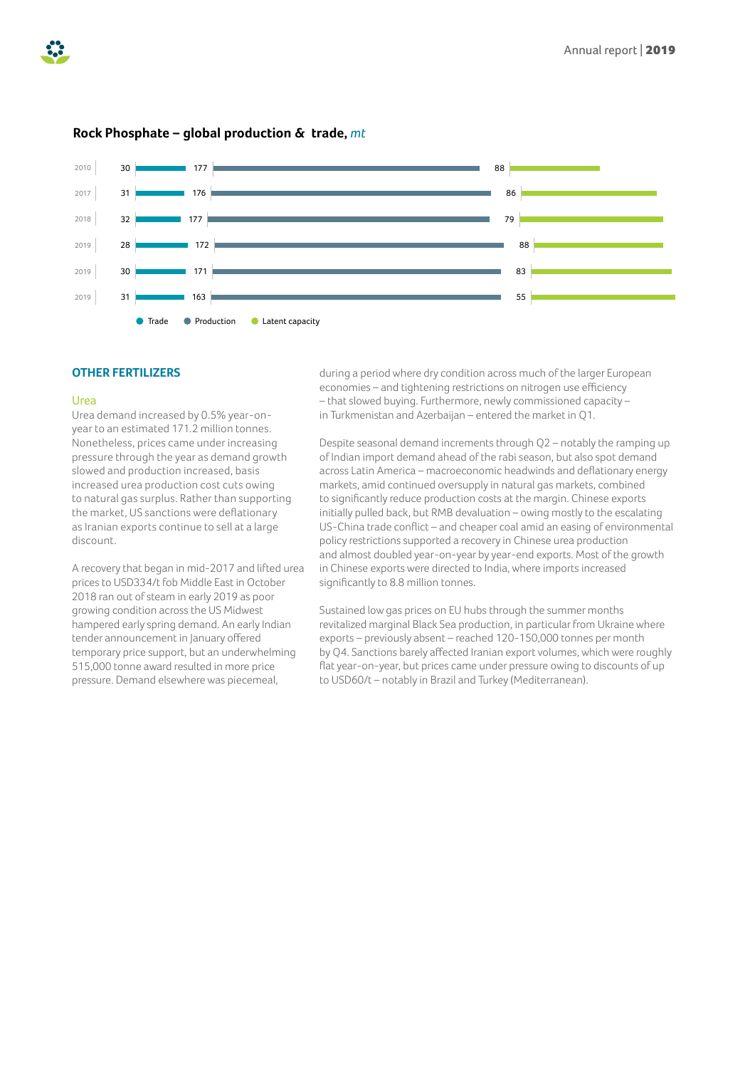**Rock Phosphate – global production & trade,** *mt*

| Year | Trade | Production | Latent capacity |
|---|---|---|---|
| 2010 | 30 | 177 | 88 |
| 2017 | 31 | 176 | 86 |
| 2018 | 32 | 177 | 79 |
| 2019 | 28 | 172 | 88 |
| 2019 | 30 | 171 | 83 |
| 2019 | 31 | 163 | 55 |

## OTHER FERTILIZERS

### Urea

Urea demand increased by 0.5% year-on-year to an estimated 171.2 million tonnes. Nonetheless, prices came under increasing pressure through the year as demand growth slowed and production increased, basis increased urea production cost cuts owing to natural gas surplus. Rather than supporting the market, US sanctions were deflationary as Iranian exports continue to sell at a large discount.

A recovery that began in mid-2017 and lifted urea prices to USD334/t fob Middle East in October 2018 ran out of steam in early 2019 as poor growing condition across the US Midwest hampered early spring demand. An early Indian tender announcement in January offered temporary price support, but an underwhelming 515,000 tonne award resulted in more price pressure. Demand elsewhere was piecemeal, during a period where dry condition across much of the larger European economies – and tightening restrictions on nitrogen use efficiency – that slowed buying. Furthermore, newly commissioned capacity – in Turkmenistan and Azerbaijan – entered the market in Q1.

Despite seasonal demand increments through Q2 – notably the ramping up of Indian import demand ahead of the rabi season, but also spot demand across Latin America – macroeconomic headwinds and deflationary energy markets, amid continued oversupply in natural gas markets, combined to significantly reduce production costs at the margin. Chinese exports initially pulled back, but RMB devaluation – owing mostly to the escalating US-China trade conflict – and cheaper coal amid an easing of environmental policy restrictions supported a recovery in Chinese urea production and almost doubled year-on-year by year-end exports. Most of the growth in Chinese exports were directed to India, where imports increased significantly to 8.8 million tonnes.

Sustained low gas prices on EU hubs through the summer months revitalized marginal Black Sea production, in particular from Ukraine where exports – previously absent – reached 120-150,000 tonnes per month by Q4. Sanctions barely affected Iranian export volumes, which were roughly flat year-on-year, but prices came under pressure owing to discounts of up to USD60/t – notably in Brazil and Turkey (Mediterranean).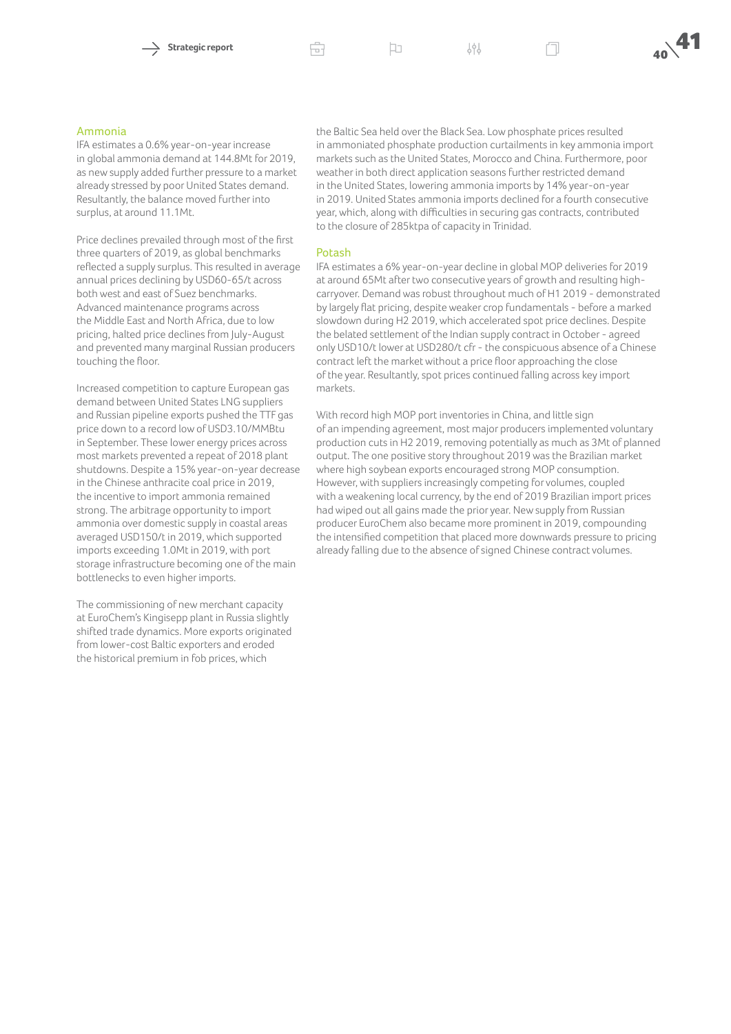## Ammonia

IFA estimates a 0.6% year-on-year increase in global ammonia demand at 144.8Mt for 2019, as new supply added further pressure to a market already stressed by poor United States demand. Resultantly, the balance moved further into surplus, at around 11.1Mt.

Price declines prevailed through most of the first three quarters of 2019, as global benchmarks reflected a supply surplus. This resulted in average annual prices declining by USD60-65/t across both west and east of Suez benchmarks. Advanced maintenance programs across the Middle East and North Africa, due to low pricing, halted price declines from July-August and prevented many marginal Russian producers touching the floor.

Increased competition to capture European gas demand between United States LNG suppliers and Russian pipeline exports pushed the TTF gas price down to a record low of USD3.10/MMBtu in September. These lower energy prices across most markets prevented a repeat of 2018 plant shutdowns. Despite a 15% year-on-year decrease in the Chinese anthracite coal price in 2019, the incentive to import ammonia remained strong. The arbitrage opportunity to import ammonia over domestic supply in coastal areas averaged USD150/t in 2019, which supported imports exceeding 1.0Mt in 2019, with port storage infrastructure becoming one of the main bottlenecks to even higher imports.

The commissioning of new merchant capacity at EuroChem's Kingisepp plant in Russia slightly shifted trade dynamics. More exports originated from lower-cost Baltic exporters and eroded the historical premium in fob prices, which the Baltic Sea held over the Black Sea. Low phosphate prices resulted in ammoniated phosphate production curtailments in key ammonia import markets such as the United States, Morocco and China. Furthermore, poor weather in both direct application seasons further restricted demand in the United States, lowering ammonia imports by 14% year-on-year in 2019. United States ammonia imports declined for a fourth consecutive year, which, along with difficulties in securing gas contracts, contributed to the closure of 285ktpa of capacity in Trinidad.

## Potash

IFA estimates a 6% year-on-year decline in global MOP deliveries for 2019 at around 65Mt after two consecutive years of growth and resulting high-carryover. Demand was robust throughout much of H1 2019 - demonstrated by largely flat pricing, despite weaker crop fundamentals - before a marked slowdown during H2 2019, which accelerated spot price declines. Despite the belated settlement of the Indian supply contract in October - agreed only USD10/t lower at USD280/t cfr - the conspicuous absence of a Chinese contract left the market without a price floor approaching the close of the year. Resultantly, spot prices continued falling across key import markets.

With record high MOP port inventories in China, and little sign of an impending agreement, most major producers implemented voluntary production cuts in H2 2019, removing potentially as much as 3Mt of planned output. The one positive story throughout 2019 was the Brazilian market where high soybean exports encouraged strong MOP consumption. However, with suppliers increasingly competing for volumes, coupled with a weakening local currency, by the end of 2019 Brazilian import prices had wiped out all gains made the prior year. New supply from Russian producer EuroChem also became more prominent in 2019, compounding the intensified competition that placed more downwards pressure to pricing already falling due to the absence of signed Chinese contract volumes.